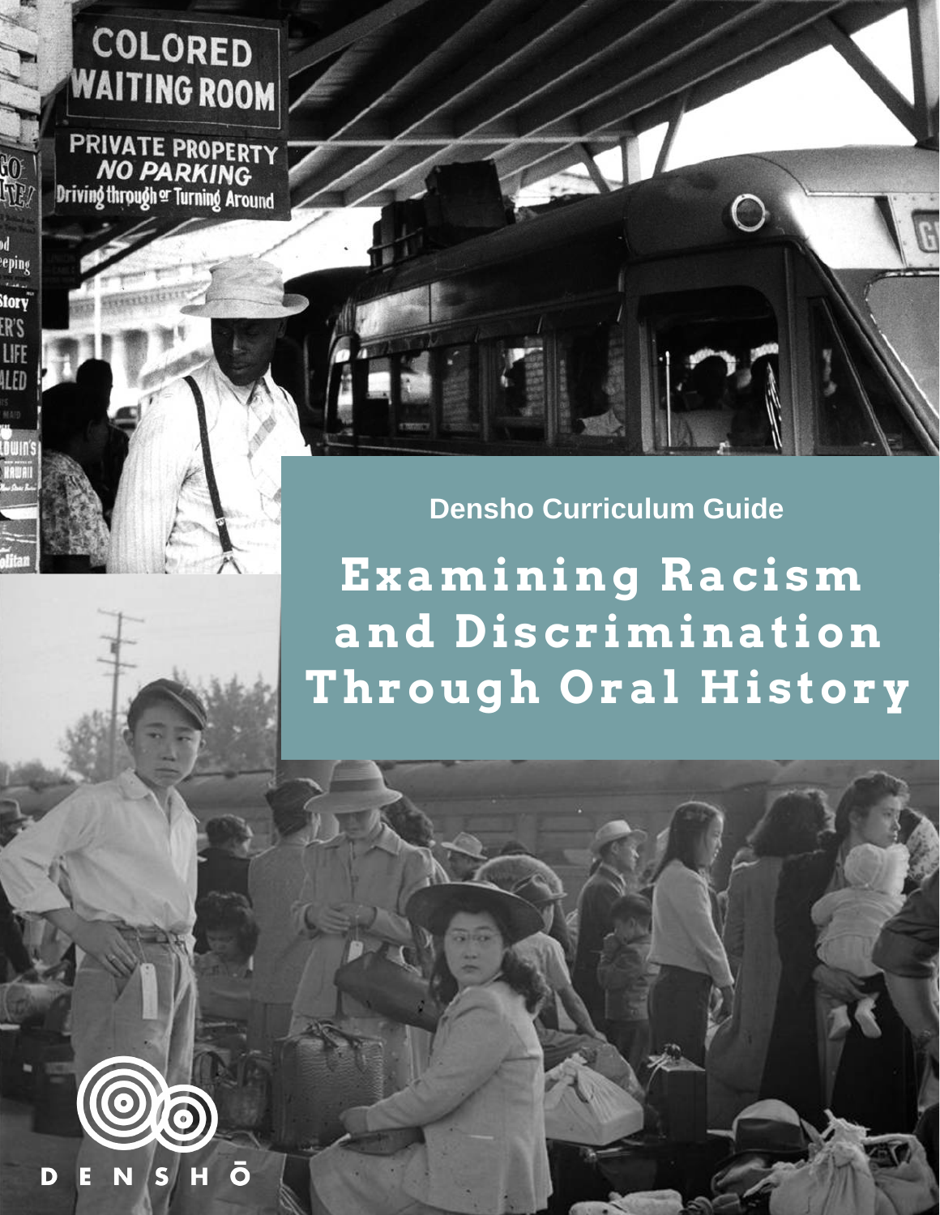Densho Curriculum Guide

# Examining Racism and Discrimination Through Oral History

DENSHŌ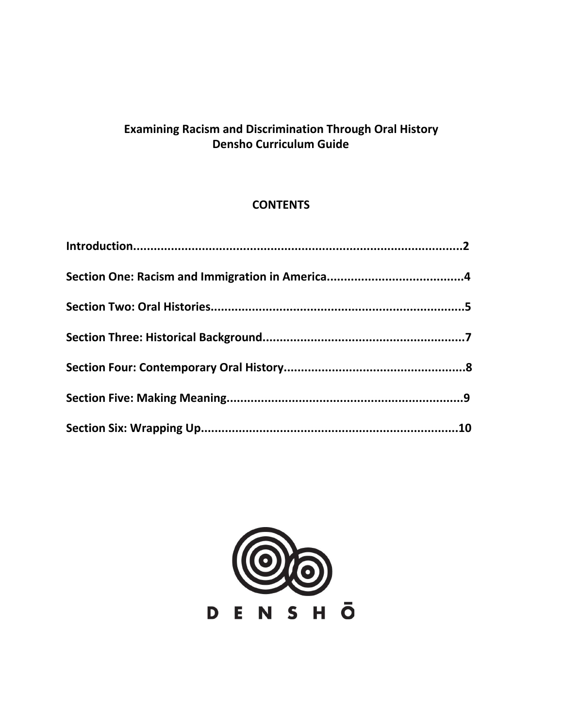**Examining Racism and Discrimination Through Oral History**
**Densho Curriculum Guide**

**CONTENTS**

**Introduction..................................................................................................2**

**Section One: Racism and Immigration in America.......................................4**

**Section Two: Oral Histories...........................................................................5**

**Section Three: Historical Background...........................................................7**

**Section Four: Contemporary Oral History.....................................................8**

**Section Five: Making Meaning.......................................................................9**

**Section Six: Wrapping Up............................................................................10**

DENSHŌ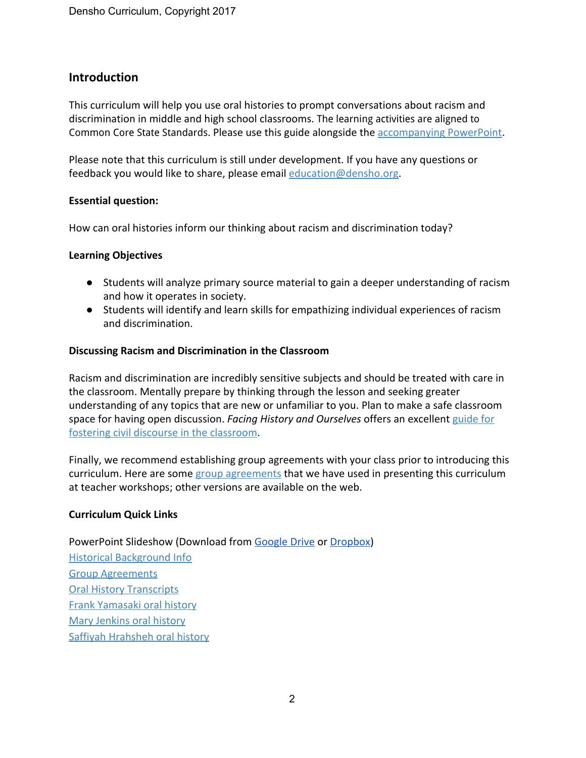## Introduction

This curriculum will help you use oral histories to prompt conversations about racism and discrimination in middle and high school classrooms. The learning activities are aligned to Common Core State Standards. Please use this guide alongside the accompanying PowerPoint.

Please note that this curriculum is still under development. If you have any questions or feedback you would like to share, please email education@densho.org.

**Essential question:**

How can oral histories inform our thinking about racism and discrimination today?

**Learning Objectives**

- Students will analyze primary source material to gain a deeper understanding of racism and how it operates in society.
- Students will identify and learn skills for empathizing individual experiences of racism and discrimination.

**Discussing Racism and Discrimination in the Classroom**

Racism and discrimination are incredibly sensitive subjects and should be treated with care in the classroom. Mentally prepare by thinking through the lesson and seeking greater understanding of any topics that are new or unfamiliar to you. Plan to make a safe classroom space for having open discussion. *Facing History and Ourselves* offers an excellent guide for fostering civil discourse in the classroom.

Finally, we recommend establishing group agreements with your class prior to introducing this curriculum. Here are some group agreements that we have used in presenting this curriculum at teacher workshops; other versions are available on the web.

**Curriculum Quick Links**

PowerPoint Slideshow (Download from Google Drive or Dropbox)
Historical Background Info
Group Agreements
Oral History Transcripts
Frank Yamasaki oral history
Mary Jenkins oral history
Saffiyah Hrahsheh oral history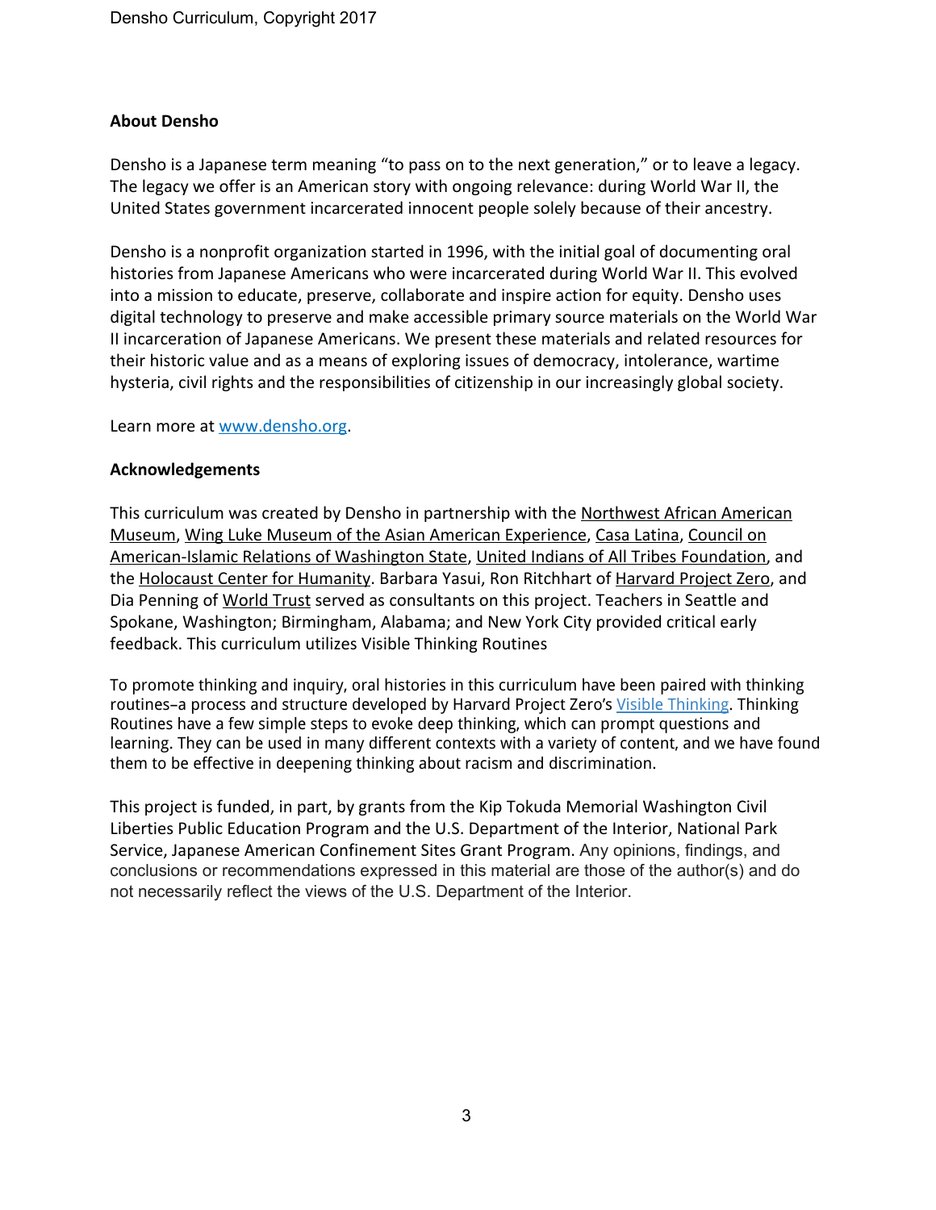**About Densho**

Densho is a Japanese term meaning "to pass on to the next generation," or to leave a legacy. The legacy we offer is an American story with ongoing relevance: during World War II, the United States government incarcerated innocent people solely because of their ancestry.

Densho is a nonprofit organization started in 1996, with the initial goal of documenting oral histories from Japanese Americans who were incarcerated during World War II. This evolved into a mission to educate, preserve, collaborate and inspire action for equity. Densho uses digital technology to preserve and make accessible primary source materials on the World War II incarceration of Japanese Americans. We present these materials and related resources for their historic value and as a means of exploring issues of democracy, intolerance, wartime hysteria, civil rights and the responsibilities of citizenship in our increasingly global society.

Learn more at www.densho.org.

**Acknowledgements**

This curriculum was created by Densho in partnership with the Northwest African American Museum, Wing Luke Museum of the Asian American Experience, Casa Latina, Council on American-Islamic Relations of Washington State, United Indians of All Tribes Foundation, and the Holocaust Center for Humanity. Barbara Yasui, Ron Ritchhart of Harvard Project Zero, and Dia Penning of World Trust served as consultants on this project. Teachers in Seattle and Spokane, Washington; Birmingham, Alabama; and New York City provided critical early feedback. This curriculum utilizes Visible Thinking Routines

To promote thinking and inquiry, oral histories in this curriculum have been paired with thinking routines–a process and structure developed by Harvard Project Zero's Visible Thinking. Thinking Routines have a few simple steps to evoke deep thinking, which can prompt questions and learning. They can be used in many different contexts with a variety of content, and we have found them to be effective in deepening thinking about racism and discrimination.

This project is funded, in part, by grants from the Kip Tokuda Memorial Washington Civil Liberties Public Education Program and the U.S. Department of the Interior, National Park Service, Japanese American Confinement Sites Grant Program. Any opinions, findings, and conclusions or recommendations expressed in this material are those of the author(s) and do not necessarily reflect the views of the U.S. Department of the Interior.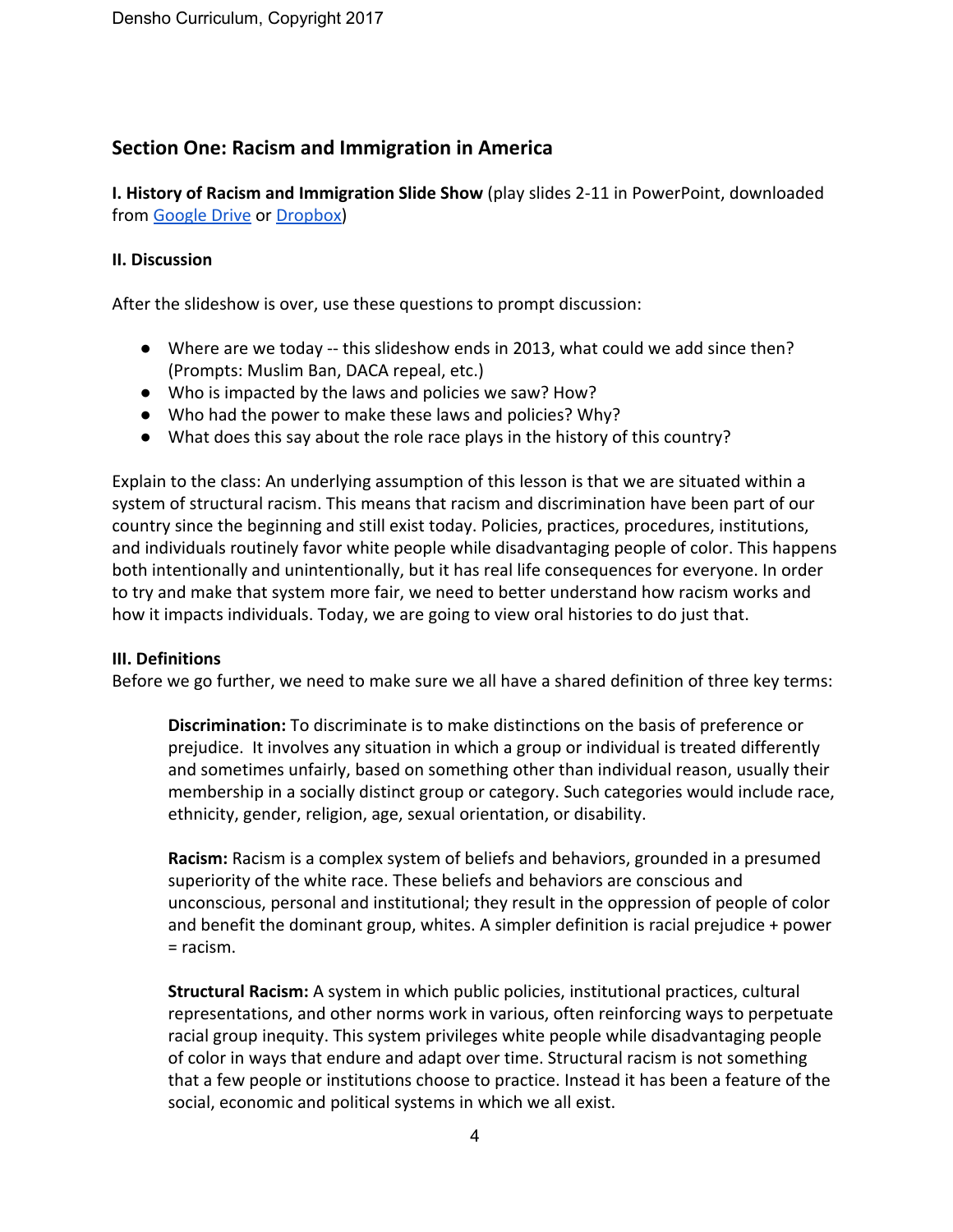## Section One: Racism and Immigration in America

**I. History of Racism and Immigration Slide Show** (play slides 2-11 in PowerPoint, downloaded from [Google Drive] or [Dropbox])

**II. Discussion**

After the slideshow is over, use these questions to prompt discussion:

- Where are we today -- this slideshow ends in 2013, what could we add since then? (Prompts: Muslim Ban, DACA repeal, etc.)
- Who is impacted by the laws and policies we saw? How?
- Who had the power to make these laws and policies? Why?
- What does this say about the role race plays in the history of this country?

Explain to the class: An underlying assumption of this lesson is that we are situated within a system of structural racism. This means that racism and discrimination have been part of our country since the beginning and still exist today. Policies, practices, procedures, institutions, and individuals routinely favor white people while disadvantaging people of color. This happens both intentionally and unintentionally, but it has real life consequences for everyone. In order to try and make that system more fair, we need to better understand how racism works and how it impacts individuals. Today, we are going to view oral histories to do just that.

**III. Definitions**

Before we go further, we need to make sure we all have a shared definition of three key terms:

> **Discrimination:** To discriminate is to make distinctions on the basis of preference or prejudice. It involves any situation in which a group or individual is treated differently and sometimes unfairly, based on something other than individual reason, usually their membership in a socially distinct group or category. Such categories would include race, ethnicity, gender, religion, age, sexual orientation, or disability.
>
> **Racism:** Racism is a complex system of beliefs and behaviors, grounded in a presumed superiority of the white race. These beliefs and behaviors are conscious and unconscious, personal and institutional; they result in the oppression of people of color and benefit the dominant group, whites. A simpler definition is racial prejudice + power = racism.
>
> **Structural Racism:** A system in which public policies, institutional practices, cultural representations, and other norms work in various, often reinforcing ways to perpetuate racial group inequity. This system privileges white people while disadvantaging people of color in ways that endure and adapt over time. Structural racism is not something that a few people or institutions choose to practice. Instead it has been a feature of the social, economic and political systems in which we all exist.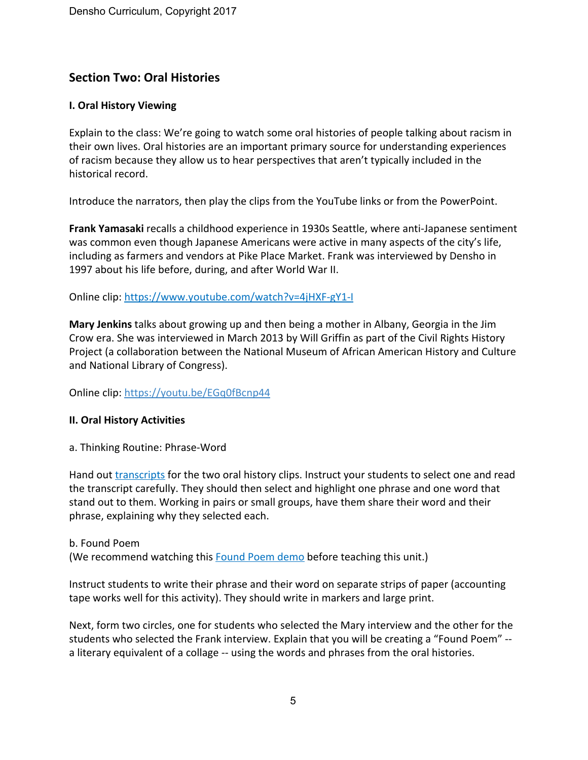## Section Two: Oral Histories

### I. Oral History Viewing

Explain to the class: We're going to watch some oral histories of people talking about racism in their own lives. Oral histories are an important primary source for understanding experiences of racism because they allow us to hear perspectives that aren't typically included in the historical record.

Introduce the narrators, then play the clips from the YouTube links or from the PowerPoint.

**Frank Yamasaki** recalls a childhood experience in 1930s Seattle, where anti-Japanese sentiment was common even though Japanese Americans were active in many aspects of the city's life, including as farmers and vendors at Pike Place Market. Frank was interviewed by Densho in 1997 about his life before, during, and after World War II.

Online clip: [https://www.youtube.com/watch?v=4jHXF-gY1-I](https://www.youtube.com/watch?v=4jHXF-gY1-I)

**Mary Jenkins** talks about growing up and then being a mother in Albany, Georgia in the Jim Crow era. She was interviewed in March 2013 by Will Griffin as part of the Civil Rights History Project (a collaboration between the National Museum of African American History and Culture and National Library of Congress).

Online clip: [https://youtu.be/EGq0fBcnp44](https://youtu.be/EGq0fBcnp44)

### II. Oral History Activities

a. Thinking Routine: Phrase-Word

Hand out transcripts for the two oral history clips. Instruct your students to select one and read the transcript carefully. They should then select and highlight one phrase and one word that stand out to them. Working in pairs or small groups, have them share their word and their phrase, explaining why they selected each.

b. Found Poem
(We recommend watching this Found Poem demo before teaching this unit.)

Instruct students to write their phrase and their word on separate strips of paper (accounting tape works well for this activity). They should write in markers and large print.

Next, form two circles, one for students who selected the Mary interview and the other for the students who selected the Frank interview. Explain that you will be creating a "Found Poem" -- a literary equivalent of a collage -- using the words and phrases from the oral histories.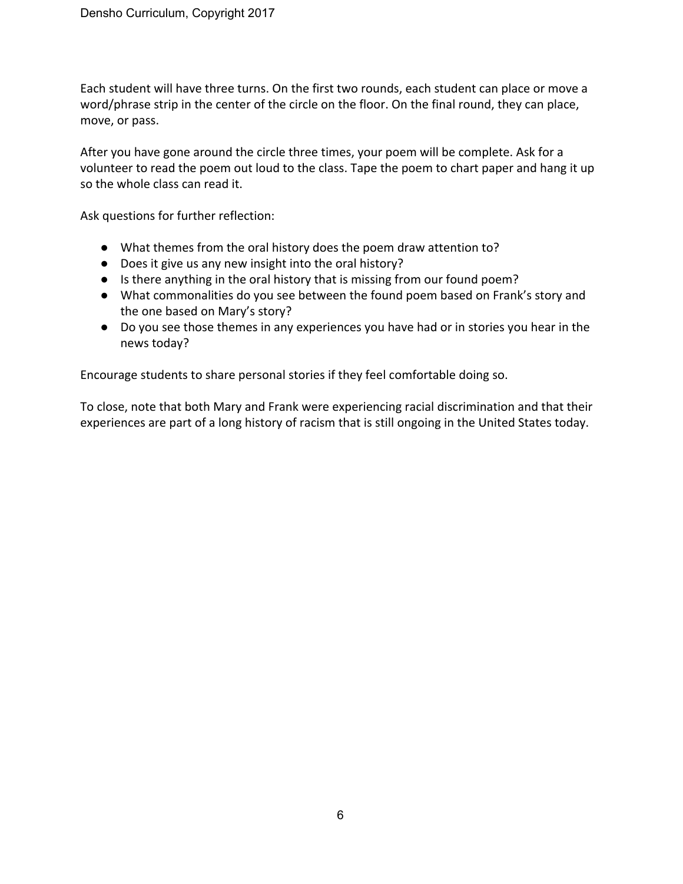Each student will have three turns. On the first two rounds, each student can place or move a word/phrase strip in the center of the circle on the floor. On the final round, they can place, move, or pass.

After you have gone around the circle three times, your poem will be complete. Ask for a volunteer to read the poem out loud to the class. Tape the poem to chart paper and hang it up so the whole class can read it.

Ask questions for further reflection:

- What themes from the oral history does the poem draw attention to?
- Does it give us any new insight into the oral history?
- Is there anything in the oral history that is missing from our found poem?
- What commonalities do you see between the found poem based on Frank's story and the one based on Mary's story?
- Do you see those themes in any experiences you have had or in stories you hear in the news today?

Encourage students to share personal stories if they feel comfortable doing so.

To close, note that both Mary and Frank were experiencing racial discrimination and that their experiences are part of a long history of racism that is still ongoing in the United States today.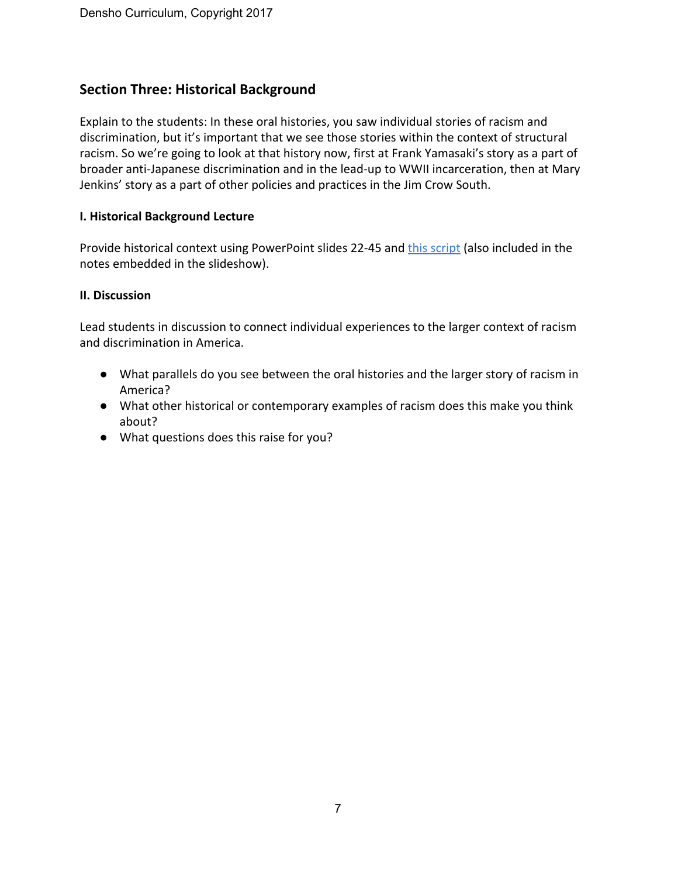## Section Three: Historical Background

Explain to the students: In these oral histories, you saw individual stories of racism and discrimination, but it's important that we see those stories within the context of structural racism. So we're going to look at that history now, first at Frank Yamasaki's story as a part of broader anti-Japanese discrimination and in the lead-up to WWII incarceration, then at Mary Jenkins' story as a part of other policies and practices in the Jim Crow South.

### I. Historical Background Lecture

Provide historical context using PowerPoint slides 22-45 and this script (also included in the notes embedded in the slideshow).

### II. Discussion

Lead students in discussion to connect individual experiences to the larger context of racism and discrimination in America.

- What parallels do you see between the oral histories and the larger story of racism in America?
- What other historical or contemporary examples of racism does this make you think about?
- What questions does this raise for you?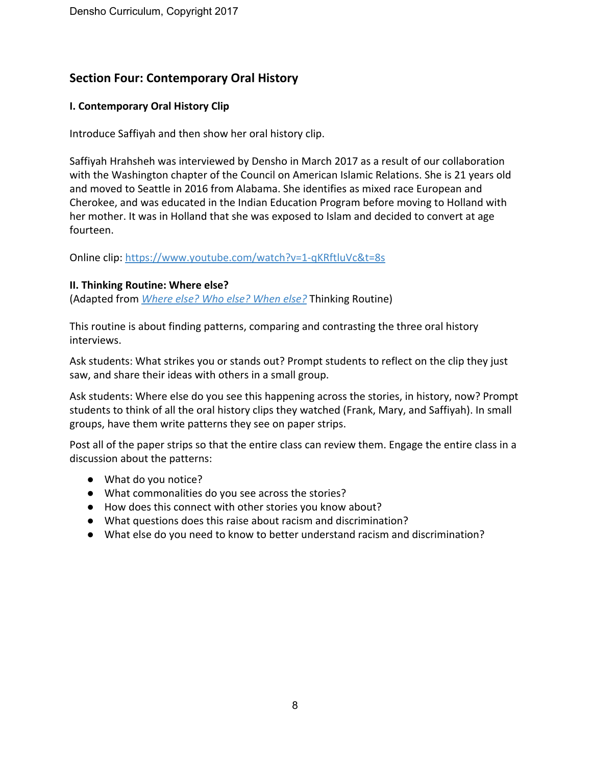## Section Four: Contemporary Oral History

### I. Contemporary Oral History Clip

Introduce Saffiyah and then show her oral history clip.

Saffiyah Hrahsheh was interviewed by Densho in March 2017 as a result of our collaboration with the Washington chapter of the Council on American Islamic Relations. She is 21 years old and moved to Seattle in 2016 from Alabama. She identifies as mixed race European and Cherokee, and was educated in the Indian Education Program before moving to Holland with her mother. It was in Holland that she was exposed to Islam and decided to convert at age fourteen.

Online clip: https://www.youtube.com/watch?v=1-qKRftluVc&t=8s

### II. Thinking Routine: Where else?

(Adapted from *Where else? Who else? When else?* Thinking Routine)

This routine is about finding patterns, comparing and contrasting the three oral history interviews.

Ask students: What strikes you or stands out? Prompt students to reflect on the clip they just saw, and share their ideas with others in a small group.

Ask students: Where else do you see this happening across the stories, in history, now? Prompt students to think of all the oral history clips they watched (Frank, Mary, and Saffiyah). In small groups, have them write patterns they see on paper strips.

Post all of the paper strips so that the entire class can review them. Engage the entire class in a discussion about the patterns:

- What do you notice?
- What commonalities do you see across the stories?
- How does this connect with other stories you know about?
- What questions does this raise about racism and discrimination?
- What else do you need to know to better understand racism and discrimination?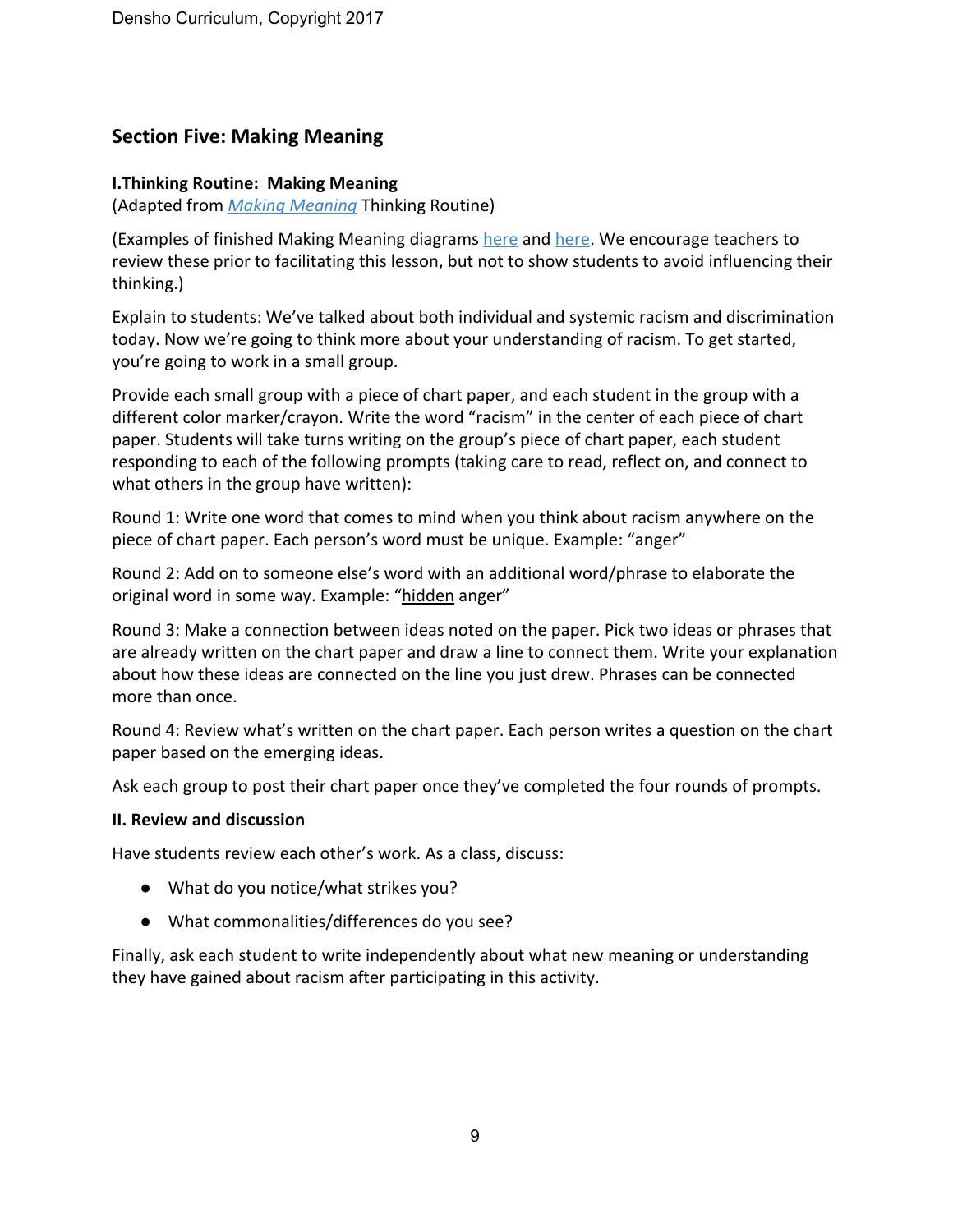## Section Five: Making Meaning

**I. Thinking Routine: Making Meaning**
(Adapted from *Making Meaning* Thinking Routine)

(Examples of finished Making Meaning diagrams here and here. We encourage teachers to review these prior to facilitating this lesson, but not to show students to avoid influencing their thinking.)

Explain to students: We've talked about both individual and systemic racism and discrimination today. Now we're going to think more about your understanding of racism. To get started, you're going to work in a small group.

Provide each small group with a piece of chart paper, and each student in the group with a different color marker/crayon. Write the word "racism" in the center of each piece of chart paper. Students will take turns writing on the group's piece of chart paper, each student responding to each of the following prompts (taking care to read, reflect on, and connect to what others in the group have written):

Round 1: Write one word that comes to mind when you think about racism anywhere on the piece of chart paper. Each person's word must be unique. Example: "anger"

Round 2: Add on to someone else's word with an additional word/phrase to elaborate the original word in some way. Example: "hidden anger"

Round 3: Make a connection between ideas noted on the paper. Pick two ideas or phrases that are already written on the chart paper and draw a line to connect them. Write your explanation about how these ideas are connected on the line you just drew. Phrases can be connected more than once.

Round 4: Review what's written on the chart paper. Each person writes a question on the chart paper based on the emerging ideas.

Ask each group to post their chart paper once they've completed the four rounds of prompts.

**II. Review and discussion**

Have students review each other's work. As a class, discuss:

- What do you notice/what strikes you?
- What commonalities/differences do you see?

Finally, ask each student to write independently about what new meaning or understanding they have gained about racism after participating in this activity.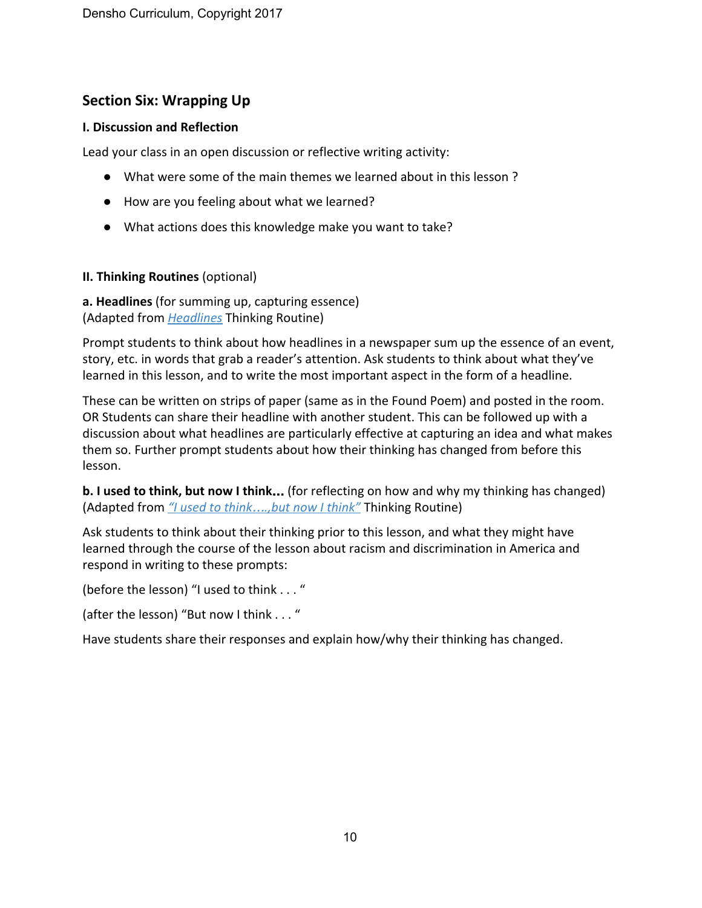## Section Six: Wrapping Up

**I. Discussion and Reflection**

Lead your class in an open discussion or reflective writing activity:

- What were some of the main themes we learned about in this lesson ?
- How are you feeling about what we learned?
- What actions does this knowledge make you want to take?

**II. Thinking Routines** (optional)

**a. Headlines** (for summing up, capturing essence)
(Adapted from *Headlines* Thinking Routine)

Prompt students to think about how headlines in a newspaper sum up the essence of an event, story, etc. in words that grab a reader's attention. Ask students to think about what they've learned in this lesson, and to write the most important aspect in the form of a headline.

These can be written on strips of paper (same as in the Found Poem) and posted in the room. OR Students can share their headline with another student. This can be followed up with a discussion about what headlines are particularly effective at capturing an idea and what makes them so. Further prompt students about how their thinking has changed from before this lesson.

**b. I used to think, but now I think...** (for reflecting on how and why my thinking has changed)
(Adapted from *"I used to think....,but now I think"* Thinking Routine)

Ask students to think about their thinking prior to this lesson, and what they might have learned through the course of the lesson about racism and discrimination in America and respond in writing to these prompts:

(before the lesson) "I used to think . . . "

(after the lesson) "But now I think . . . "

Have students share their responses and explain how/why their thinking has changed.